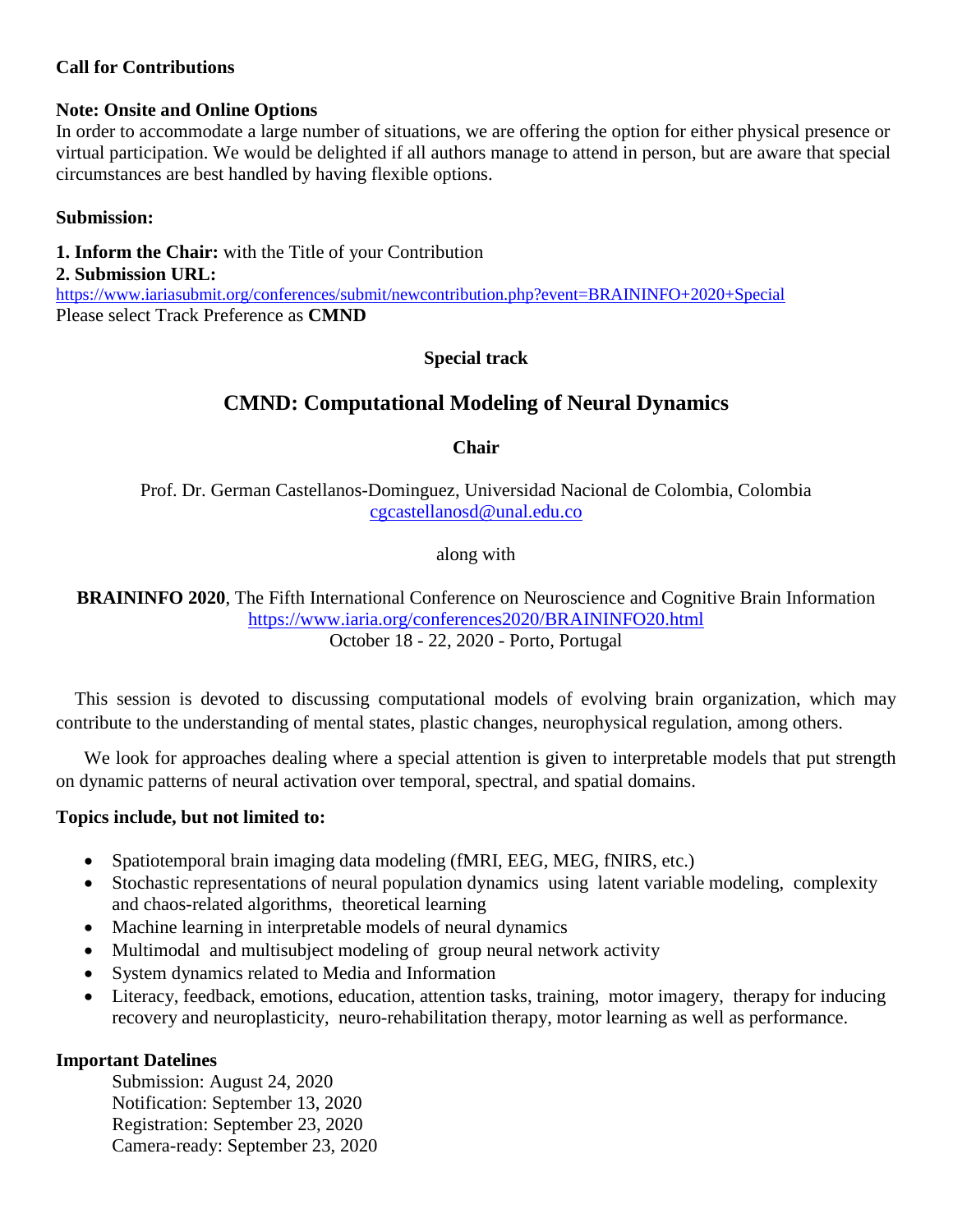**Call for Contributions**

**Note: Onsite and Online Options**

In order to accommodate a large number of situations, we are offering the option for either physical presence or virtual participation. We would be delighted if all authors manage to attend in person, but are aware that special circumstances are best handled by having flexible options.

**Submission:**

**1. Inform the Chair:** with the Title of your Contribution
**2. Submission URL:**
https://www.iariasubmit.org/conferences/submit/newcontribution.php?event=BRAININFO+2020+Special
Please select Track Preference as **CMND**

**Special track**

## CMND: Computational Modeling of Neural Dynamics

**Chair**

Prof. Dr. German Castellanos-Dominguez, Universidad Nacional de Colombia, Colombia
cgcastellanosd@unal.edu.co

along with

**BRAININFO 2020**, The Fifth International Conference on Neuroscience and Cognitive Brain Information
https://www.iaria.org/conferences2020/BRAININFO20.html
October 18 - 22, 2020 - Porto, Portugal

This session is devoted to discussing computational models of evolving brain organization, which may contribute to the understanding of mental states, plastic changes, neurophysical regulation, among others.

We look for approaches dealing where a special attention is given to interpretable models that put strength on dynamic patterns of neural activation over temporal, spectral, and spatial domains.

**Topics include, but not limited to:**

- Spatiotemporal brain imaging data modeling (fMRI, EEG, MEG, fNIRS, etc.)
- Stochastic representations of neural population dynamics using latent variable modeling, complexity and chaos-related algorithms, theoretical learning
- Machine learning in interpretable models of neural dynamics
- Multimodal and multisubject modeling of group neural network activity
- System dynamics related to Media and Information
- Literacy, feedback, emotions, education, attention tasks, training, motor imagery, therapy for inducing recovery and neuroplasticity, neuro-rehabilitation therapy, motor learning as well as performance.

**Important Datelines**

Submission: August 24, 2020
Notification: September 13, 2020
Registration: September 23, 2020
Camera-ready: September 23, 2020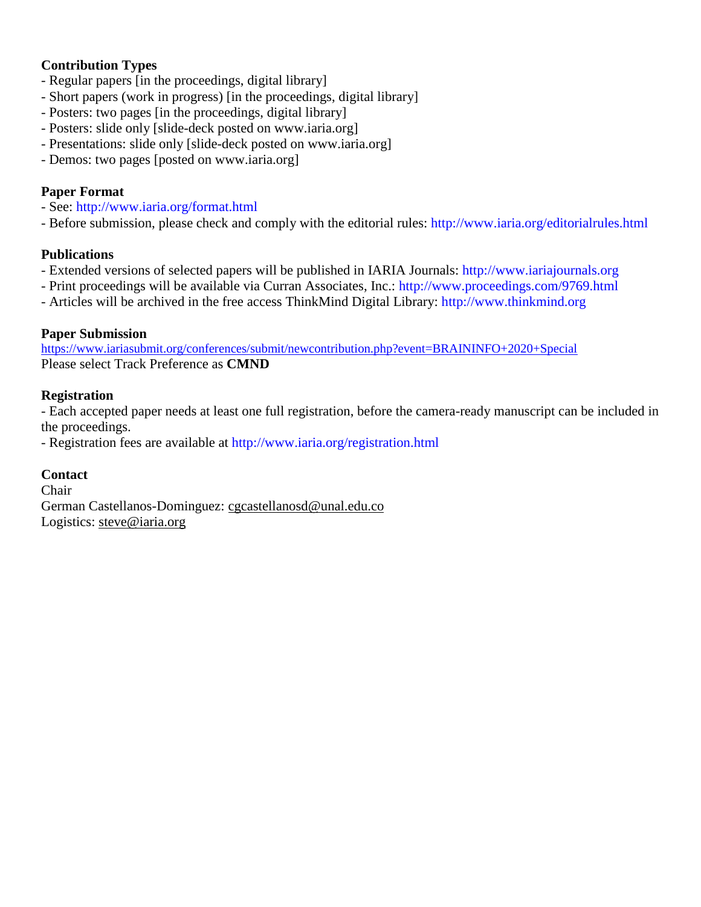**Contribution Types**

- Regular papers [in the proceedings, digital library]
- Short papers (work in progress) [in the proceedings, digital library]
- Posters: two pages [in the proceedings, digital library]
- Posters: slide only [slide-deck posted on www.iaria.org]
- Presentations: slide only [slide-deck posted on www.iaria.org]
- Demos: two pages [posted on www.iaria.org]

**Paper Format**

- See: http://www.iaria.org/format.html
- Before submission, please check and comply with the editorial rules: http://www.iaria.org/editorialrules.html

**Publications**

- Extended versions of selected papers will be published in IARIA Journals: http://www.iariajournals.org
- Print proceedings will be available via Curran Associates, Inc.: http://www.proceedings.com/9769.html
- Articles will be archived in the free access ThinkMind Digital Library: http://www.thinkmind.org

**Paper Submission**

https://www.iariasubmit.org/conferences/submit/newcontribution.php?event=BRAININFO+2020+Special
Please select Track Preference as **CMND**

**Registration**

- Each accepted paper needs at least one full registration, before the camera-ready manuscript can be included in the proceedings.
- Registration fees are available at http://www.iaria.org/registration.html

**Contact**

Chair
German Castellanos-Dominguez: cgcastellanosd@unal.edu.co
Logistics: steve@iaria.org